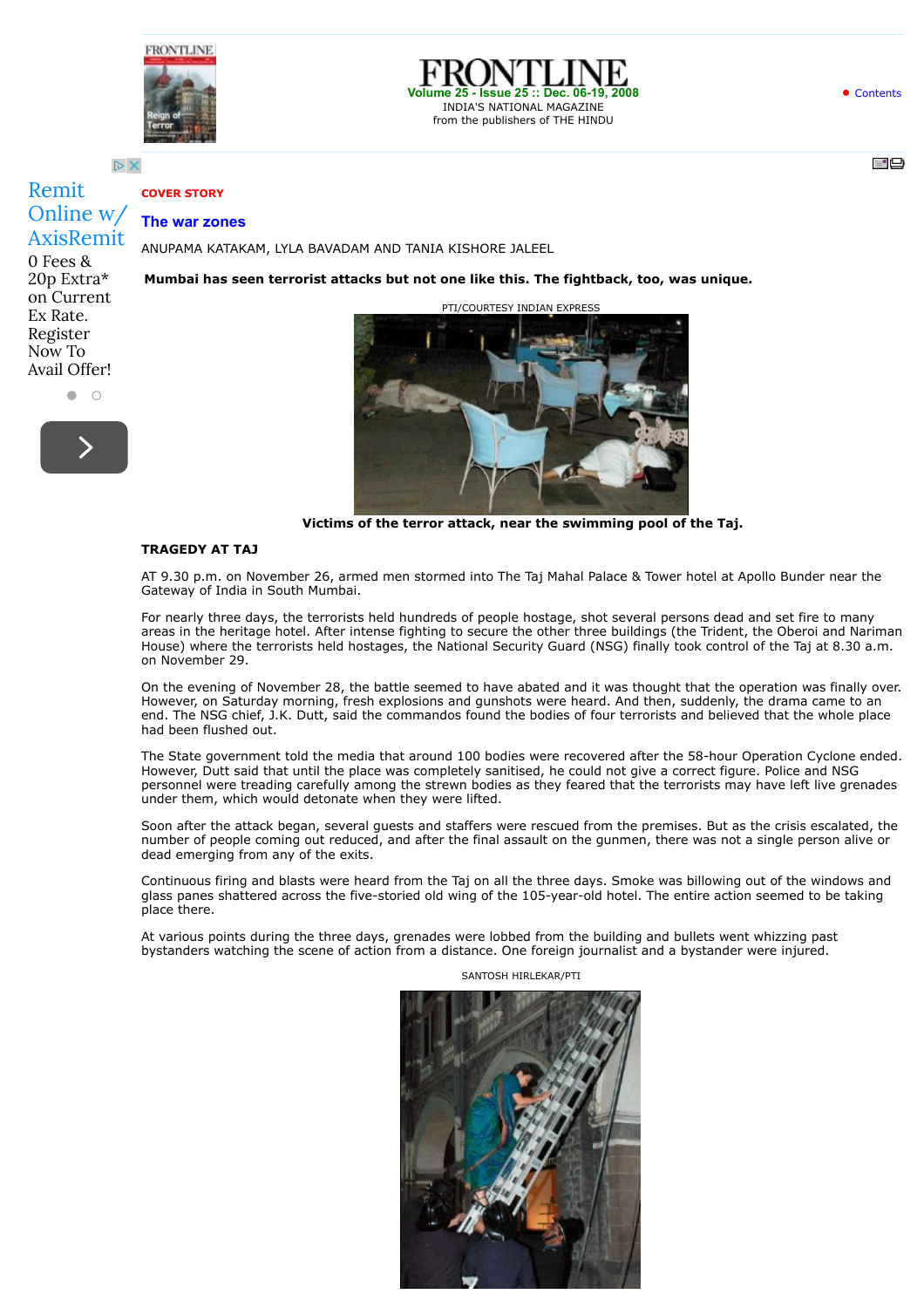# FRONTLINE

Volume 25 - Issue 25 :: Dec. 06-19, 2008

INDIA'S NATIONAL MAGAZINE

from the publishers of THE HINDU

COVER STORY

## The war zones

ANUPAMA KATAKAM, LYLA BAVADAM AND TANIA KISHORE JALEEL

**Mumbai has seen terrorist attacks but not one like this. The fightback, too, was unique.**

PTI/COURTESY INDIAN EXPRESS

**Victims of the terror attack, near the swimming pool of the Taj.**

### TRAGEDY AT TAJ

AT 9.30 p.m. on November 26, armed men stormed into The Taj Mahal Palace & Tower hotel at Apollo Bunder near the Gateway of India in South Mumbai.

For nearly three days, the terrorists held hundreds of people hostage, shot several persons dead and set fire to many areas in the heritage hotel. After intense fighting to secure the other three buildings (the Trident, the Oberoi and Nariman House) where the terrorists held hostages, the National Security Guard (NSG) finally took control of the Taj at 8.30 a.m. on November 29.

On the evening of November 28, the battle seemed to have abated and it was thought that the operation was finally over. However, on Saturday morning, fresh explosions and gunshots were heard. And then, suddenly, the drama came to an end. The NSG chief, J.K. Dutt, said the commandos found the bodies of four terrorists and believed that the whole place had been flushed out.

The State government told the media that around 100 bodies were recovered after the 58-hour Operation Cyclone ended. However, Dutt said that until the place was completely sanitised, he could not give a correct figure. Police and NSG personnel were treading carefully among the strewn bodies as they feared that the terrorists may have left live grenades under them, which would detonate when they were lifted.

Soon after the attack began, several guests and staffers were rescued from the premises. But as the crisis escalated, the number of people coming out reduced, and after the final assault on the gunmen, there was not a single person alive or dead emerging from any of the exits.

Continuous firing and blasts were heard from the Taj on all the three days. Smoke was billowing out of the windows and glass panes shattered across the five-storied old wing of the 105-year-old hotel. The entire action seemed to be taking place there.

At various points during the three days, grenades were lobbed from the building and bullets went whizzing past bystanders watching the scene of action from a distance. One foreign journalist and a bystander were injured.

SANTOSH HIRLEKAR/PTI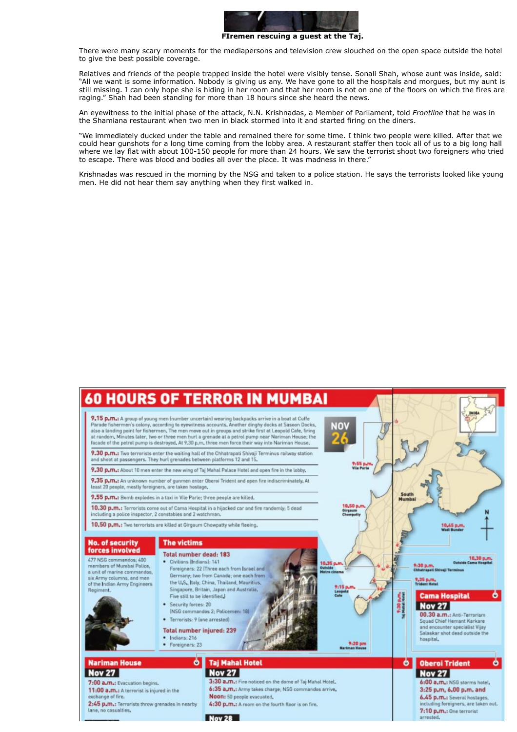**FIremen rescuing a guest at the Taj.**

There were many scary moments for the mediapersons and television crew slouched on the open space outside the hotel to give the best possible coverage.

Relatives and friends of the people trapped inside the hotel were visibly tense. Sonali Shah, whose aunt was inside, said: "All we want is some information. Nobody is giving us any. We have gone to all the hospitals and morgues, but my aunt is still missing. I can only hope she is hiding in her room and that her room is not on one of the floors on which the fires are raging." Shah had been standing for more than 18 hours since she heard the news.

An eyewitness to the initial phase of the attack, N.N. Krishnadas, a Member of Parliament, told *Frontline* that he was in the Shamiana restaurant when two men in black stormed into it and started firing on the diners.

"We immediately ducked under the table and remained there for some time. I think two people were killed. After that we could hear gunshots for a long time coming from the lobby area. A restaurant staffer then took all of us to a big long hall where we lay flat with about 100-150 people for more than 24 hours. We saw the terrorist shoot two foreigners who tried to escape. There was blood and bodies all over the place. It was madness in there."

Krishnadas was rescued in the morning by the NSG and taken to a police station. He says the terrorists looked like young men. He did not hear them say anything when they first walked in.

# 60 HOURS OF TERROR IN MUMBAI

**NOV 26**

**9.15 p.m.:** A group of young men (number uncertain) wearing backpacks arrive in a boat at Cuffe Parade fishermen's colony, according to eyewitness accounts. Another dinghy docks at Sasoon Docks, also a landing point for fishermen. The men move out in groups and strike first at Leopold Cafe, firing at random. Minutes later, two or three men hurl a grenade at a petrol pump near Nariman House; the facade of the petrol pump is destroyed. At 9.30 p.m. three men force their way into Nariman House.

**9.30 p.m.:** Two terrorists enter the waiting hall of the Chhatrapati Shivaji Terminus railway station and shoot at passengers. They hurl grenades between platforms 12 and 15.

**9.30 p.m.:** About 10 men enter the new wing of Taj Mahal Palace Hotel and open fire in the lobby.

**9.35 p.m.:** An unknown number of gunmen enter Oberoi Trident and open fire indiscriminately. At least 20 people, mostly foreigners, are taken hostage.

**9.55 p.m.:** Bomb explodes in a taxi in Vile Parle; three people are killed.

**10.30 p.m.:** Terrorists come out of Cama Hospital in a hijacked car and fire randomly; 5 dead including a police inspector, 2 constables and 2 watchman.

**10.50 p.m.:** Two terrorists are killed at Girgaum Chowpatty while fleeing.

Map labels: INDIA; South Mumbai; N; 9:55 p.m. Vile Parle; 10.50 p.m. Girgaum Chowpatty; 10.45 p.m. Wadi Bunder; 10.35 p.m. Outside Metro cinema; 9:15 p.m. Leopold Cafe; 9:30 p.m. Taj Mahal Hotel; 9:20 pm Nariman House; 9:30 p.m. Chhatrapati Shivaji Terminus; 10.30 p.m. Outside Cama Hospital; 9.35 p.m. Trident Hotel

## No. of security forces involved

477 NSG commandos; 400 members of Mumbai Police, a unit of marine commandos, six Army columns, and men of the Indian Army Engineers Regiment.

## The victims

**Total number dead: 183**

- Civilians (Indians): 141
  Foreigners: 22 (Three each from Israel and Germany; two from Canada; one each from the U.S., Italy, China, Thailand, Mauritius, Singapore, Britain, Japan and Australia. Five still to be identified.)
- Security forces: 20
  (NSG commandos 2; Policemen: 18)
- Terrorists: 9 (one arrested)

**Total number injured: 239**

- Indians: 216
- Foreigners: 23

## Cama Hospital

**Nov 27**

**00.30 a.m.:** Anti-Terrorism Squad Chief Hemant Karkare and encounter specialist Vijay Salaskar shot dead outside the hospital.

## Nariman House

**Nov 27**

**7:00 a.m.:** Evacuation begins.
**11:00 a.m.:** A terrorist is injured in the exchange of fire.
**2:45 p.m.:** Terrorists throw grenades in nearby lane, no casualties.

## Taj Mahal Hotel

**Nov 27**

**3:30 a.m.:** Fire noticed on the dome of Taj Mahal Hotel.
**6:35 a.m.:** Army takes charge; NSG commandos arrive.
**Noon:** 50 people evacuated.
**4:30 p.m.:** A room on the fourth floor is on fire.

**Nov 28**

## Oberoi Trident

**Nov 27**

**6:00 a.m.:** NSG storms hotel.
**3:25 p.m, 6.00 p.m. and 6.45 p.m.:** Several hostages, including foreigners, are taken out.
**7:10 p.m.:** One terrorist arrested.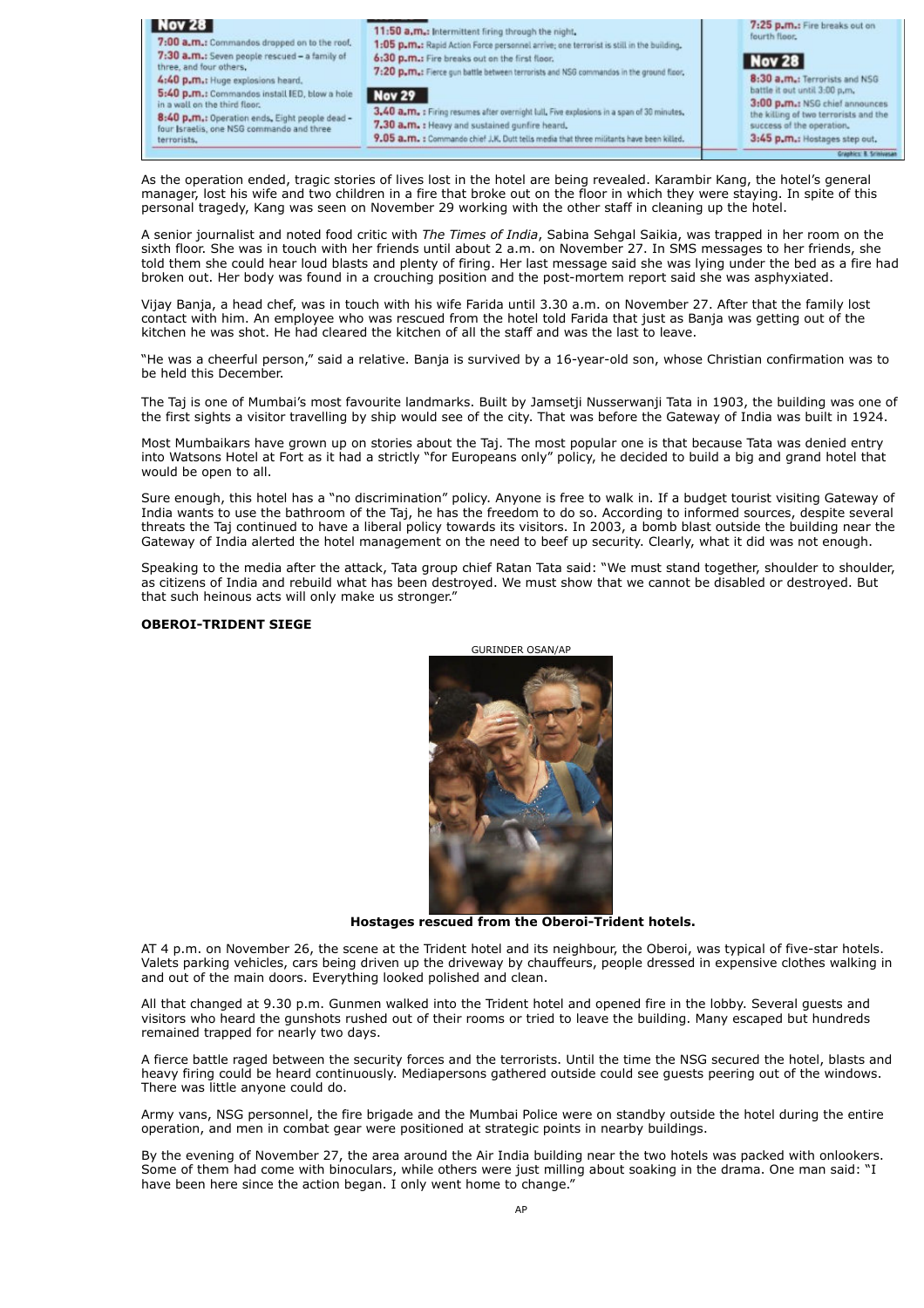**Nov 28**

7:00 a.m.: Commandos dropped on to the roof.
7:30 a.m.: Seven people rescued – a family of three, and four others.
4:40 p.m.: Huge explosions heard.
5:40 p.m.: Commandos install IED, blow a hole in a wall on the third floor.
8:40 p.m.: Operation ends. Eight people dead – four Israelis, one NSG commando and three terrorists.

11:50 a.m.: Intermittent firing through the night.
1:05 p.m.: Rapid Action Force personnel arrive; one terrorist is still in the building.
6:30 p.m.: Fire breaks out on the first floor.
7:20 p.m.: Fierce gun battle between terrorists and NSG commandos in the ground floor.

**Nov 29**

3.40 a.m. : Firing resumes after overnight lull. Five explosions in a span of 30 minutes.
7.30 a.m. : Heavy and sustained gunfire heard.
9.05 a.m. : Commando chief J.K. Dutt tells media that three militants have been killed.

7:25 p.m.: Fire breaks out on fourth floor.

**Nov 28**

8:30 a.m.: Terrorists and NSG battle it out until 3:00 p.m.
3:00 p.m.: NSG chief announces the killing of two terrorists and the success of the operation.
3:45 p.m.: Hostages step out.

Graphics: R. Srinivasan

As the operation ended, tragic stories of lives lost in the hotel are being revealed. Karambir Kang, the hotel's general manager, lost his wife and two children in a fire that broke out on the floor in which they were staying. In spite of this personal tragedy, Kang was seen on November 29 working with the other staff in cleaning up the hotel.

A senior journalist and noted food critic with *The Times of India*, Sabina Sehgal Saikia, was trapped in her room on the sixth floor. She was in touch with her friends until about 2 a.m. on November 27. In SMS messages to her friends, she told them she could hear loud blasts and plenty of firing. Her last message said she was lying under the bed as a fire had broken out. Her body was found in a crouching position and the post-mortem report said she was asphyxiated.

Vijay Banja, a head chef, was in touch with his wife Farida until 3.30 a.m. on November 27. After that the family lost contact with him. An employee who was rescued from the hotel told Farida that just as Banja was getting out of the kitchen he was shot. He had cleared the kitchen of all the staff and was the last to leave.

"He was a cheerful person," said a relative. Banja is survived by a 16-year-old son, whose Christian confirmation was to be held this December.

The Taj is one of Mumbai's most favourite landmarks. Built by Jamsetji Nusserwanji Tata in 1903, the building was one of the first sights a visitor travelling by ship would see of the city. That was before the Gateway of India was built in 1924.

Most Mumbaikars have grown up on stories about the Taj. The most popular one is that because Tata was denied entry into Watsons Hotel at Fort as it had a strictly "for Europeans only" policy, he decided to build a big and grand hotel that would be open to all.

Sure enough, this hotel has a "no discrimination" policy. Anyone is free to walk in. If a budget tourist visiting Gateway of India wants to use the bathroom of the Taj, he has the freedom to do so. According to informed sources, despite several threats the Taj continued to have a liberal policy towards its visitors. In 2003, a bomb blast outside the building near the Gateway of India alerted the hotel management on the need to beef up security. Clearly, what it did was not enough.

Speaking to the media after the attack, Tata group chief Ratan Tata said: "We must stand together, shoulder to shoulder, as citizens of India and rebuild what has been destroyed. We must show that we cannot be disabled or destroyed. But that such heinous acts will only make us stronger."

**OBEROI-TRIDENT SIEGE**

GURINDER OSAN/AP

**Hostages rescued from the Oberoi-Trident hotels.**

AT 4 p.m. on November 26, the scene at the Trident hotel and its neighbour, the Oberoi, was typical of five-star hotels. Valets parking vehicles, cars being driven up the driveway by chauffeurs, people dressed in expensive clothes walking in and out of the main doors. Everything looked polished and clean.

All that changed at 9.30 p.m. Gunmen walked into the Trident hotel and opened fire in the lobby. Several guests and visitors who heard the gunshots rushed out of their rooms or tried to leave the building. Many escaped but hundreds remained trapped for nearly two days.

A fierce battle raged between the security forces and the terrorists. Until the time the NSG secured the hotel, blasts and heavy firing could be heard continuously. Mediapersons gathered outside could see guests peering out of the windows. There was little anyone could do.

Army vans, NSG personnel, the fire brigade and the Mumbai Police were on standby outside the hotel during the entire operation, and men in combat gear were positioned at strategic points in nearby buildings.

By the evening of November 27, the area around the Air India building near the two hotels was packed with onlookers. Some of them had come with binoculars, while others were just milling about soaking in the drama. One man said: "I have been here since the action began. I only went home to change."

AP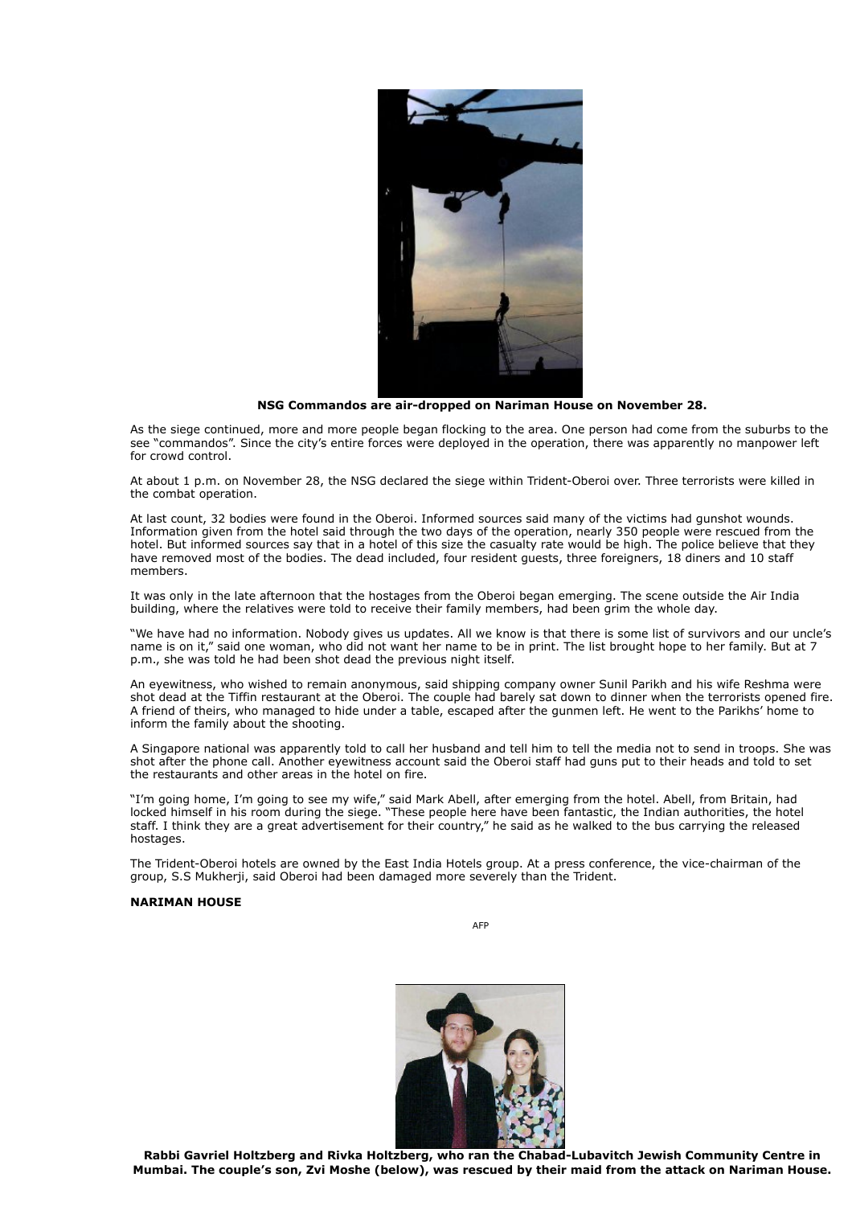**NSG Commandos are air-dropped on Nariman House on November 28.**

As the siege continued, more and more people began flocking to the area. One person had come from the suburbs to the see "commandos". Since the city's entire forces were deployed in the operation, there was apparently no manpower left for crowd control.

At about 1 p.m. on November 28, the NSG declared the siege within Trident-Oberoi over. Three terrorists were killed in the combat operation.

At last count, 32 bodies were found in the Oberoi. Informed sources said many of the victims had gunshot wounds. Information given from the hotel said through the two days of the operation, nearly 350 people were rescued from the hotel. But informed sources say that in a hotel of this size the casualty rate would be high. The police believe that they have removed most of the bodies. The dead included, four resident guests, three foreigners, 18 diners and 10 staff members.

It was only in the late afternoon that the hostages from the Oberoi began emerging. The scene outside the Air India building, where the relatives were told to receive their family members, had been grim the whole day.

"We have had no information. Nobody gives us updates. All we know is that there is some list of survivors and our uncle's name is on it," said one woman, who did not want her name to be in print. The list brought hope to her family. But at 7 p.m., she was told he had been shot dead the previous night itself.

An eyewitness, who wished to remain anonymous, said shipping company owner Sunil Parikh and his wife Reshma were shot dead at the Tiffin restaurant at the Oberoi. The couple had barely sat down to dinner when the terrorists opened fire. A friend of theirs, who managed to hide under a table, escaped after the gunmen left. He went to the Parikhs' home to inform the family about the shooting.

A Singapore national was apparently told to call her husband and tell him to tell the media not to send in troops. She was shot after the phone call. Another eyewitness account said the Oberoi staff had guns put to their heads and told to set the restaurants and other areas in the hotel on fire.

"I'm going home, I'm going to see my wife," said Mark Abell, after emerging from the hotel. Abell, from Britain, had locked himself in his room during the siege. "These people here have been fantastic, the Indian authorities, the hotel staff. I think they are a great advertisement for their country," he said as he walked to the bus carrying the released hostages.

The Trident-Oberoi hotels are owned by the East India Hotels group. At a press conference, the vice-chairman of the group, S.S Mukherji, said Oberoi had been damaged more severely than the Trident.

**NARIMAN HOUSE**

AFP

**Rabbi Gavriel Holtzberg and Rivka Holtzberg, who ran the Chabad-Lubavitch Jewish Community Centre in Mumbai. The couple's son, Zvi Moshe (below), was rescued by their maid from the attack on Nariman House.**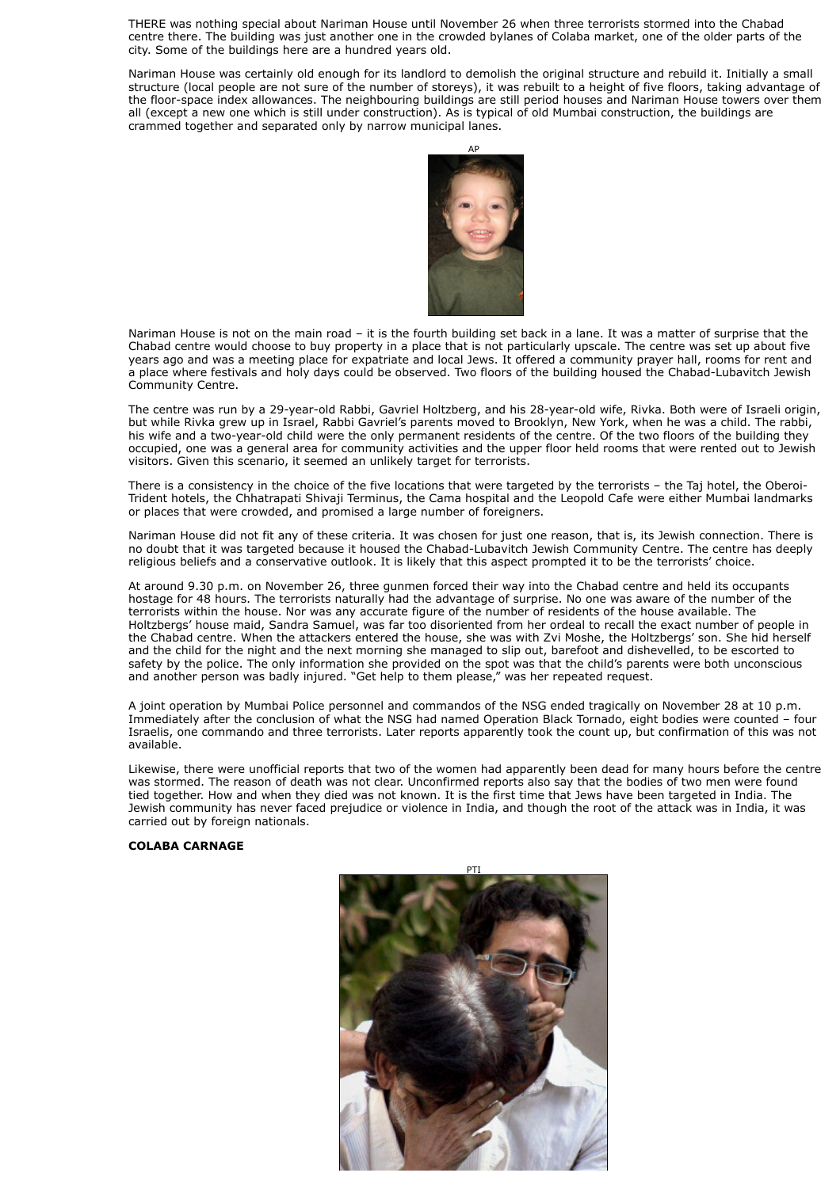THERE was nothing special about Nariman House until November 26 when three terrorists stormed into the Chabad centre there. The building was just another one in the crowded bylanes of Colaba market, one of the older parts of the city. Some of the buildings here are a hundred years old.

Nariman House was certainly old enough for its landlord to demolish the original structure and rebuild it. Initially a small structure (local people are not sure of the number of storeys), it was rebuilt to a height of five floors, taking advantage of the floor-space index allowances. The neighbouring buildings are still period houses and Nariman House towers over them all (except a new one which is still under construction). As is typical of old Mumbai construction, the buildings are crammed together and separated only by narrow municipal lanes.

AP

Nariman House is not on the main road – it is the fourth building set back in a lane. It was a matter of surprise that the Chabad centre would choose to buy property in a place that is not particularly upscale. The centre was set up about five years ago and was a meeting place for expatriate and local Jews. It offered a community prayer hall, rooms for rent and a place where festivals and holy days could be observed. Two floors of the building housed the Chabad-Lubavitch Jewish Community Centre.

The centre was run by a 29-year-old Rabbi, Gavriel Holtzberg, and his 28-year-old wife, Rivka. Both were of Israeli origin, but while Rivka grew up in Israel, Rabbi Gavriel's parents moved to Brooklyn, New York, when he was a child. The rabbi, his wife and a two-year-old child were the only permanent residents of the centre. Of the two floors of the building they occupied, one was a general area for community activities and the upper floor held rooms that were rented out to Jewish visitors. Given this scenario, it seemed an unlikely target for terrorists.

There is a consistency in the choice of the five locations that were targeted by the terrorists – the Taj hotel, the Oberoi-Trident hotels, the Chhatrapati Shivaji Terminus, the Cama hospital and the Leopold Cafe were either Mumbai landmarks or places that were crowded, and promised a large number of foreigners.

Nariman House did not fit any of these criteria. It was chosen for just one reason, that is, its Jewish connection. There is no doubt that it was targeted because it housed the Chabad-Lubavitch Jewish Community Centre. The centre has deeply religious beliefs and a conservative outlook. It is likely that this aspect prompted it to be the terrorists' choice.

At around 9.30 p.m. on November 26, three gunmen forced their way into the Chabad centre and held its occupants hostage for 48 hours. The terrorists naturally had the advantage of surprise. No one was aware of the number of the terrorists within the house. Nor was any accurate figure of the number of residents of the house available. The Holtzbergs' house maid, Sandra Samuel, was far too disoriented from her ordeal to recall the exact number of people in the Chabad centre. When the attackers entered the house, she was with Zvi Moshe, the Holtzbergs' son. She hid herself and the child for the night and the next morning she managed to slip out, barefoot and dishevelled, to be escorted to safety by the police. The only information she provided on the spot was that the child's parents were both unconscious and another person was badly injured. "Get help to them please," was her repeated request.

A joint operation by Mumbai Police personnel and commandos of the NSG ended tragically on November 28 at 10 p.m. Immediately after the conclusion of what the NSG had named Operation Black Tornado, eight bodies were counted – four Israelis, one commando and three terrorists. Later reports apparently took the count up, but confirmation of this was not available.

Likewise, there were unofficial reports that two of the women had apparently been dead for many hours before the centre was stormed. The reason of death was not clear. Unconfirmed reports also say that the bodies of two men were found tied together. How and when they died was not known. It is the first time that Jews have been targeted in India. The Jewish community has never faced prejudice or violence in India, and though the root of the attack was in India, it was carried out by foreign nationals.

**COLABA CARNAGE**

PTI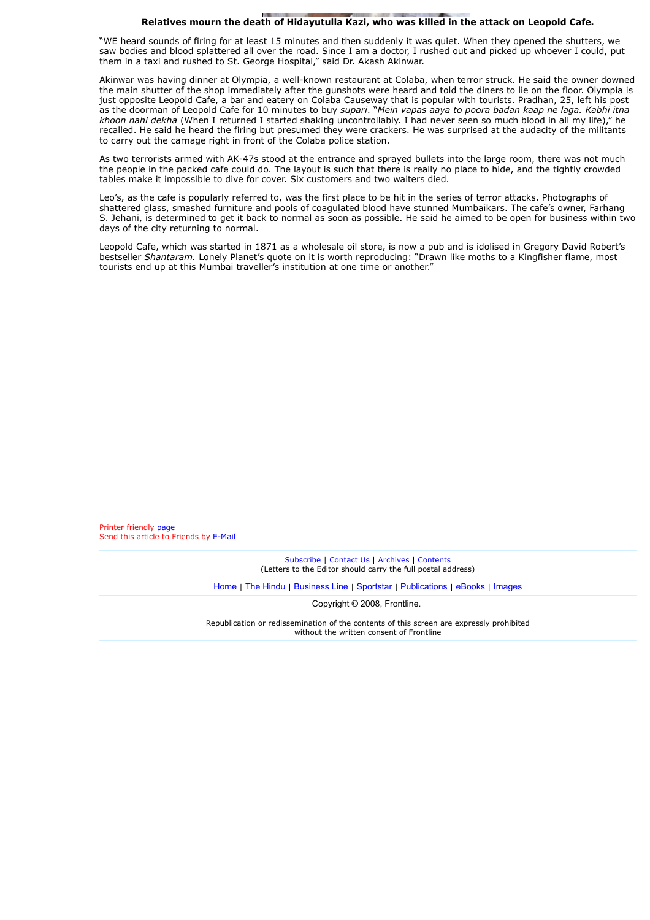**Relatives mourn the death of Hidayutulla Kazi, who was killed in the attack on Leopold Cafe.**

"WE heard sounds of firing for at least 15 minutes and then suddenly it was quiet. When they opened the shutters, we saw bodies and blood splattered all over the road. Since I am a doctor, I rushed out and picked up whoever I could, put them in a taxi and rushed to St. George Hospital," said Dr. Akash Akinwar.

Akinwar was having dinner at Olympia, a well-known restaurant at Colaba, when terror struck. He said the owner downed the main shutter of the shop immediately after the gunshots were heard and told the diners to lie on the floor. Olympia is just opposite Leopold Cafe, a bar and eatery on Colaba Causeway that is popular with tourists. Pradhan, 25, left his post as the doorman of Leopold Cafe for 10 minutes to buy *supari*. "*Mein vapas aaya to poora badan kaap ne laga. Kabhi itna khoon nahi dekha* (When I returned I started shaking uncontrollably. I had never seen so much blood in all my life)," he recalled. He said he heard the firing but presumed they were crackers. He was surprised at the audacity of the militants to carry out the carnage right in front of the Colaba police station.

As two terrorists armed with AK-47s stood at the entrance and sprayed bullets into the large room, there was not much the people in the packed cafe could do. The layout is such that there is really no place to hide, and the tightly crowded tables make it impossible to dive for cover. Six customers and two waiters died.

Leo's, as the cafe is popularly referred to, was the first place to be hit in the series of terror attacks. Photographs of shattered glass, smashed furniture and pools of coagulated blood have stunned Mumbaikars. The cafe's owner, Farhang S. Jehani, is determined to get it back to normal as soon as possible. He said he aimed to be open for business within two days of the city returning to normal.

Leopold Cafe, which was started in 1871 as a wholesale oil store, is now a pub and is idolised in Gregory David Robert's bestseller *Shantaram*. Lonely Planet's quote on it is worth reproducing: "Drawn like moths to a Kingfisher flame, most tourists end up at this Mumbai traveller's institution at one time or another."

Printer friendly page
Send this article to Friends by E-Mail

Subscribe | Contact Us | Archives | Contents
(Letters to the Editor should carry the full postal address)

Home | The Hindu | Business Line | Sportstar | Publications | eBooks | Images

Copyright © 2008, Frontline.

Republication or redissemination of the contents of this screen are expressly prohibited without the written consent of Frontline